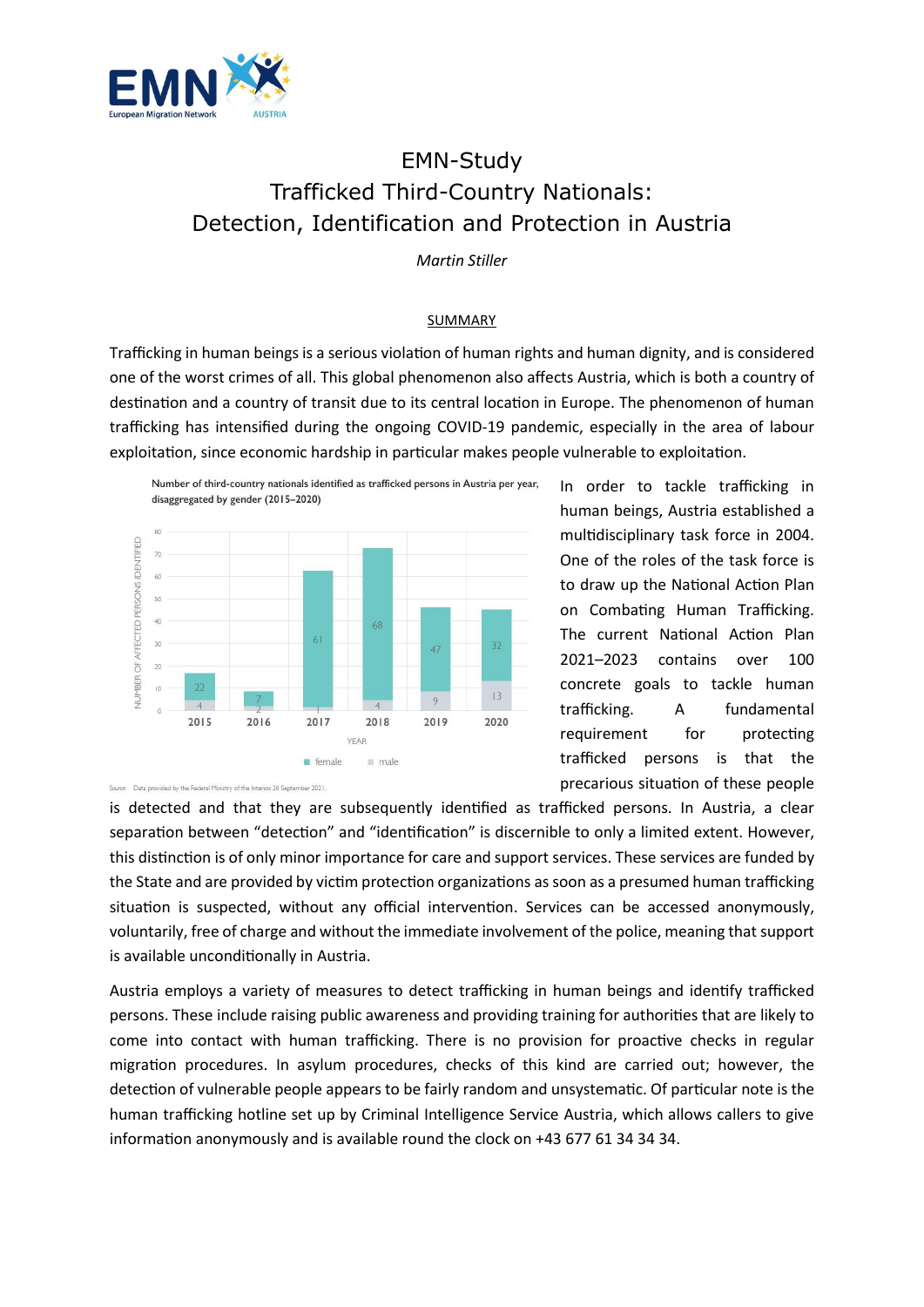EMN – European Migration Network – AUSTRIA

# EMN-Study
# Trafficked Third-Country Nationals: Detection, Identification and Protection in Austria

*Martin Stiller*

## SUMMARY

Trafficking in human beings is a serious violation of human rights and human dignity, and is considered one of the worst crimes of all. This global phenomenon also affects Austria, which is both a country of destination and a country of transit due to its central location in Europe. The phenomenon of human trafficking has intensified during the ongoing COVID-19 pandemic, especially in the area of labour exploitation, since economic hardship in particular makes people vulnerable to exploitation.

Number of third-country nationals identified as trafficked persons in Austria per year, disaggregated by gender (2015–2020)

| Year | female | male |
|---|---|---|
| 2015 | 22 | 4 |
| 2016 | 7 | 2 |
| 2017 | 61 | 1 |
| 2018 | 68 | 4 |
| 2019 | 47 | 9 |
| 2020 | 32 | 13 |

Source: Data provided by the Federal Ministry of the Interior, 28 September 2021.

In order to tackle trafficking in human beings, Austria established a multidisciplinary task force in 2004. One of the roles of the task force is to draw up the National Action Plan on Combating Human Trafficking. The current National Action Plan 2021–2023 contains over 100 concrete goals to tackle human trafficking. A fundamental requirement for protecting trafficked persons is that the precarious situation of these people is detected and that they are subsequently identified as trafficked persons. In Austria, a clear separation between "detection" and "identification" is discernible to only a limited extent. However, this distinction is of only minor importance for care and support services. These services are funded by the State and are provided by victim protection organizations as soon as a presumed human trafficking situation is suspected, without any official intervention. Services can be accessed anonymously, voluntarily, free of charge and without the immediate involvement of the police, meaning that support is available unconditionally in Austria.

Austria employs a variety of measures to detect trafficking in human beings and identify trafficked persons. These include raising public awareness and providing training for authorities that are likely to come into contact with human trafficking. There is no provision for proactive checks in regular migration procedures. In asylum procedures, checks of this kind are carried out; however, the detection of vulnerable people appears to be fairly random and unsystematic. Of particular note is the human trafficking hotline set up by Criminal Intelligence Service Austria, which allows callers to give information anonymously and is available round the clock on +43 677 61 34 34 34.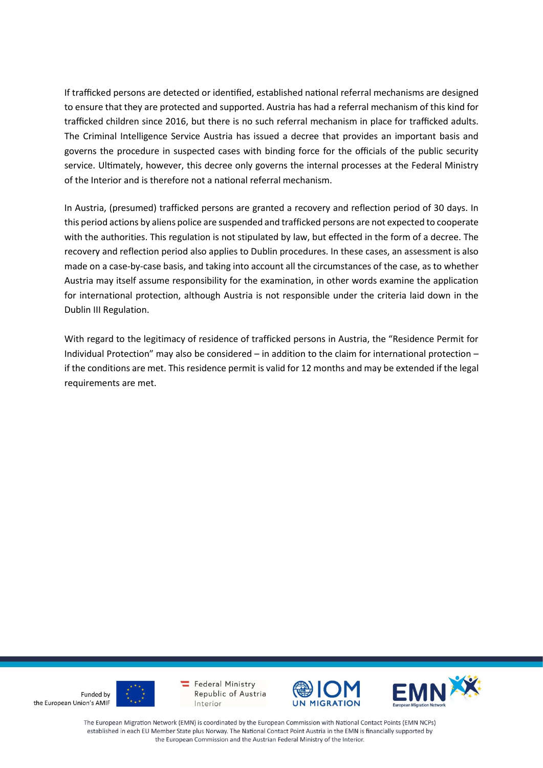If trafficked persons are detected or identified, established national referral mechanisms are designed to ensure that they are protected and supported. Austria has had a referral mechanism of this kind for trafficked children since 2016, but there is no such referral mechanism in place for trafficked adults. The Criminal Intelligence Service Austria has issued a decree that provides an important basis and governs the procedure in suspected cases with binding force for the officials of the public security service. Ultimately, however, this decree only governs the internal processes at the Federal Ministry of the Interior and is therefore not a national referral mechanism.

In Austria, (presumed) trafficked persons are granted a recovery and reflection period of 30 days. In this period actions by aliens police are suspended and trafficked persons are not expected to cooperate with the authorities. This regulation is not stipulated by law, but effected in the form of a decree. The recovery and reflection period also applies to Dublin procedures. In these cases, an assessment is also made on a case-by-case basis, and taking into account all the circumstances of the case, as to whether Austria may itself assume responsibility for the examination, in other words examine the application for international protection, although Austria is not responsible under the criteria laid down in the Dublin III Regulation.

With regard to the legitimacy of residence of trafficked persons in Austria, the "Residence Permit for Individual Protection" may also be considered – in addition to the claim for international protection – if the conditions are met. This residence permit is valid for 12 months and may be extended if the legal requirements are met.